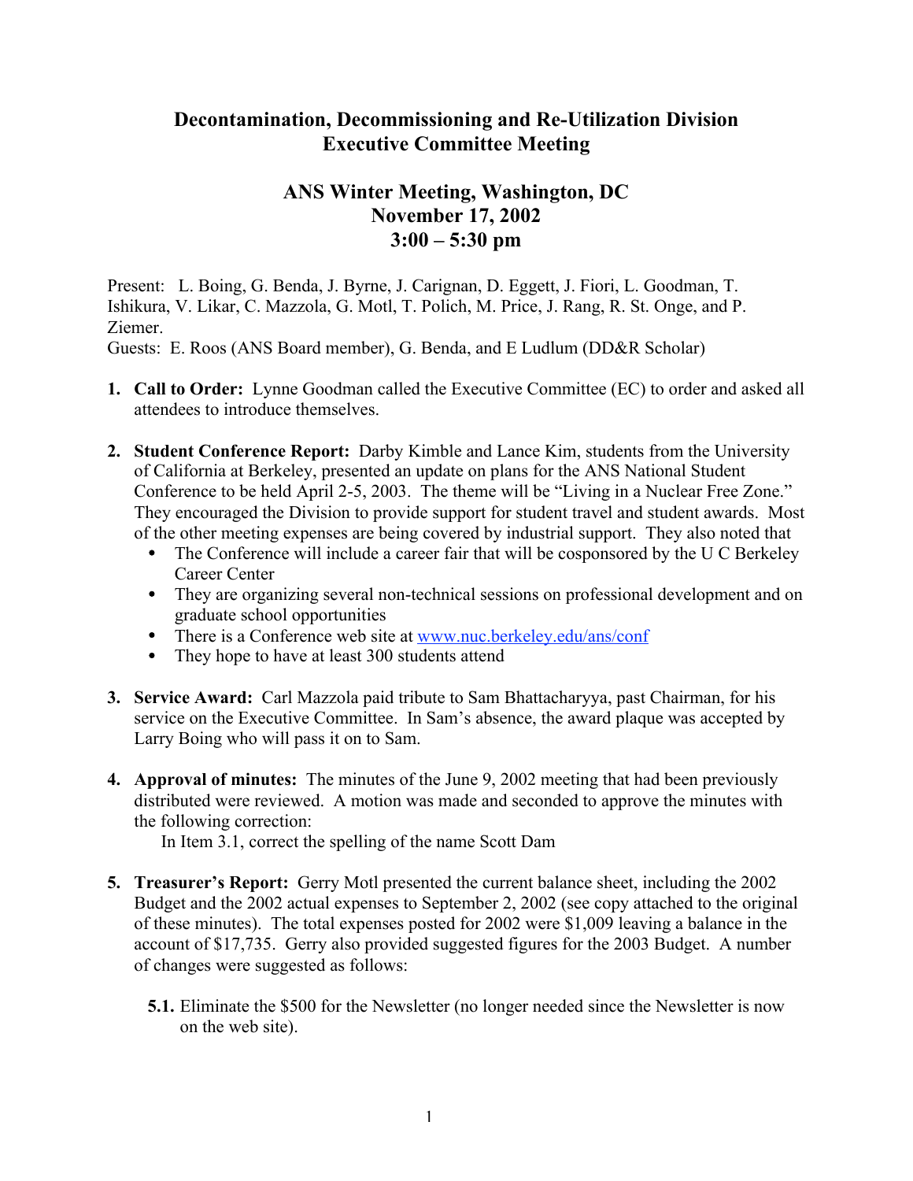# Decontamination, Decommissioning and Re-Utilization Division Executive Committee Meeting

## ANS Winter Meeting, Washington, DC
## November 17, 2002
## 3:00 – 5:30 pm

Present: L. Boing, G. Benda, J. Byrne, J. Carignan, D. Eggett, J. Fiori, L. Goodman, T. Ishikura, V. Likar, C. Mazzola, G. Motl, T. Polich, M. Price, J. Rang, R. St. Onge, and P. Ziemer.
Guests: E. Roos (ANS Board member), G. Benda, and E Ludlum (DD&R Scholar)

1. **Call to Order:** Lynne Goodman called the Executive Committee (EC) to order and asked all attendees to introduce themselves.

2. **Student Conference Report:** Darby Kimble and Lance Kim, students from the University of California at Berkeley, presented an update on plans for the ANS National Student Conference to be held April 2-5, 2003. The theme will be "Living in a Nuclear Free Zone." They encouraged the Division to provide support for student travel and student awards. Most of the other meeting expenses are being covered by industrial support. They also noted that
   - The Conference will include a career fair that will be cosponsored by the U C Berkeley Career Center
   - They are organizing several non-technical sessions on professional development and on graduate school opportunities
   - There is a Conference web site at [www.nuc.berkeley.edu/ans/conf](www.nuc.berkeley.edu/ans/conf)
   - They hope to have at least 300 students attend

3. **Service Award:** Carl Mazzola paid tribute to Sam Bhattacharyya, past Chairman, for his service on the Executive Committee. In Sam's absence, the award plaque was accepted by Larry Boing who will pass it on to Sam.

4. **Approval of minutes:** The minutes of the June 9, 2002 meeting that had been previously distributed were reviewed. A motion was made and seconded to approve the minutes with the following correction:
   
   In Item 3.1, correct the spelling of the name Scott Dam

5. **Treasurer's Report:** Gerry Motl presented the current balance sheet, including the 2002 Budget and the 2002 actual expenses to September 2, 2002 (see copy attached to the original of these minutes). The total expenses posted for 2002 were $1,009 leaving a balance in the account of $17,735. Gerry also provided suggested figures for the 2003 Budget. A number of changes were suggested as follows:

   **5.1.** Eliminate the $500 for the Newsletter (no longer needed since the Newsletter is now on the web site).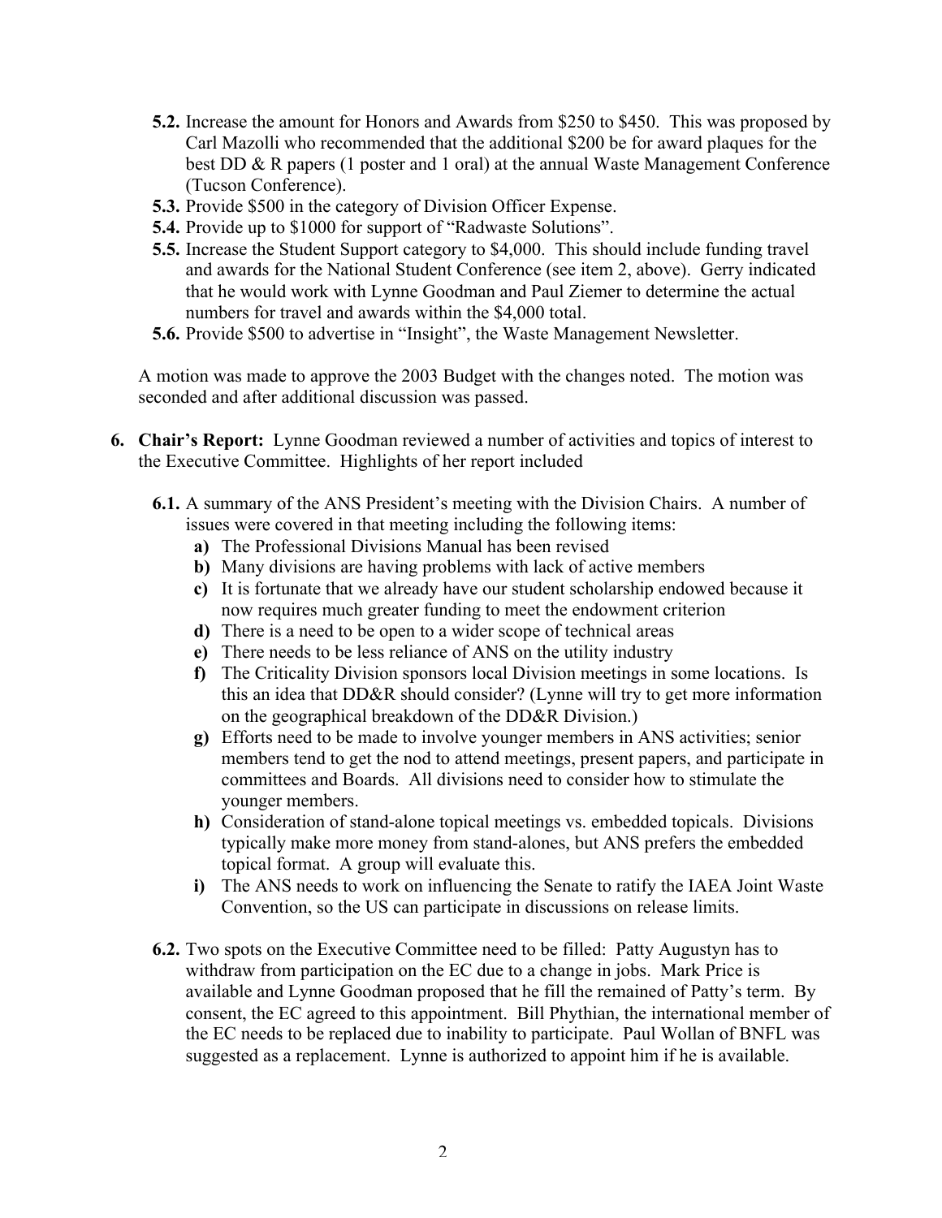- **5.2.** Increase the amount for Honors and Awards from $250 to $450. This was proposed by Carl Mazolli who recommended that the additional $200 be for award plaques for the best DD & R papers (1 poster and 1 oral) at the annual Waste Management Conference (Tucson Conference).
- **5.3.** Provide $500 in the category of Division Officer Expense.
- **5.4.** Provide up to $1000 for support of "Radwaste Solutions".
- **5.5.** Increase the Student Support category to $4,000. This should include funding travel and awards for the National Student Conference (see item 2, above). Gerry indicated that he would work with Lynne Goodman and Paul Ziemer to determine the actual numbers for travel and awards within the $4,000 total.
- **5.6.** Provide $500 to advertise in "Insight", the Waste Management Newsletter.

A motion was made to approve the 2003 Budget with the changes noted. The motion was seconded and after additional discussion was passed.

**6. Chair's Report:** Lynne Goodman reviewed a number of activities and topics of interest to the Executive Committee. Highlights of her report included

- **6.1.** A summary of the ANS President's meeting with the Division Chairs. A number of issues were covered in that meeting including the following items:
  - **a)** The Professional Divisions Manual has been revised
  - **b)** Many divisions are having problems with lack of active members
  - **c)** It is fortunate that we already have our student scholarship endowed because it now requires much greater funding to meet the endowment criterion
  - **d)** There is a need to be open to a wider scope of technical areas
  - **e)** There needs to be less reliance of ANS on the utility industry
  - **f)** The Criticality Division sponsors local Division meetings in some locations. Is this an idea that DD&R should consider? (Lynne will try to get more information on the geographical breakdown of the DD&R Division.)
  - **g)** Efforts need to be made to involve younger members in ANS activities; senior members tend to get the nod to attend meetings, present papers, and participate in committees and Boards. All divisions need to consider how to stimulate the younger members.
  - **h)** Consideration of stand-alone topical meetings vs. embedded topicals. Divisions typically make more money from stand-alones, but ANS prefers the embedded topical format. A group will evaluate this.
  - **i)** The ANS needs to work on influencing the Senate to ratify the IAEA Joint Waste Convention, so the US can participate in discussions on release limits.

- **6.2.** Two spots on the Executive Committee need to be filled: Patty Augustyn has to withdraw from participation on the EC due to a change in jobs. Mark Price is available and Lynne Goodman proposed that he fill the remained of Patty's term. By consent, the EC agreed to this appointment. Bill Phythian, the international member of the EC needs to be replaced due to inability to participate. Paul Wollan of BNFL was suggested as a replacement. Lynne is authorized to appoint him if he is available.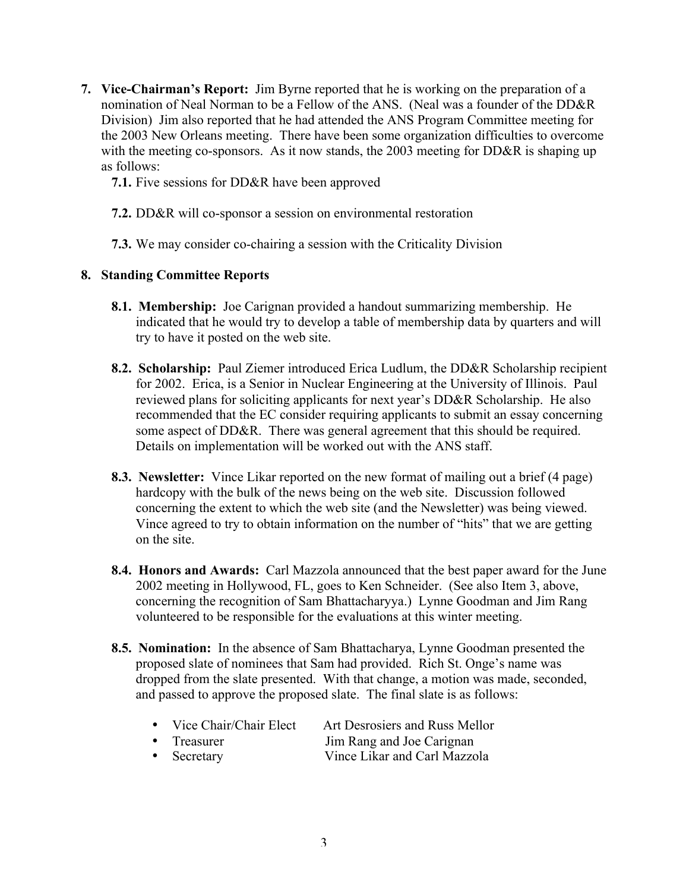7. **Vice-Chairman's Report:** Jim Byrne reported that he is working on the preparation of a nomination of Neal Norman to be a Fellow of the ANS. (Neal was a founder of the DD&R Division) Jim also reported that he had attended the ANS Program Committee meeting for the 2003 New Orleans meeting. There have been some organization difficulties to overcome with the meeting co-sponsors. As it now stands, the 2003 meeting for DD&R is shaping up as follows:

   **7.1.** Five sessions for DD&R have been approved

   **7.2.** DD&R will co-sponsor a session on environmental restoration

   **7.3.** We may consider co-chairing a session with the Criticality Division

8. **Standing Committee Reports**

   **8.1. Membership:** Joe Carignan provided a handout summarizing membership. He indicated that he would try to develop a table of membership data by quarters and will try to have it posted on the web site.

   **8.2. Scholarship:** Paul Ziemer introduced Erica Ludlum, the DD&R Scholarship recipient for 2002. Erica, is a Senior in Nuclear Engineering at the University of Illinois. Paul reviewed plans for soliciting applicants for next year's DD&R Scholarship. He also recommended that the EC consider requiring applicants to submit an essay concerning some aspect of DD&R. There was general agreement that this should be required. Details on implementation will be worked out with the ANS staff.

   **8.3. Newsletter:** Vince Likar reported on the new format of mailing out a brief (4 page) hardcopy with the bulk of the news being on the web site. Discussion followed concerning the extent to which the web site (and the Newsletter) was being viewed. Vince agreed to try to obtain information on the number of "hits" that we are getting on the site.

   **8.4. Honors and Awards:** Carl Mazzola announced that the best paper award for the June 2002 meeting in Hollywood, FL, goes to Ken Schneider. (See also Item 3, above, concerning the recognition of Sam Bhattacharyya.) Lynne Goodman and Jim Rang volunteered to be responsible for the evaluations at this winter meeting.

   **8.5. Nomination:** In the absence of Sam Bhattacharya, Lynne Goodman presented the proposed slate of nominees that Sam had provided. Rich St. Onge's name was dropped from the slate presented. With that change, a motion was made, seconded, and passed to approve the proposed slate. The final slate is as follows:

   - Vice Chair/Chair Elect — Art Desrosiers and Russ Mellor
   - Treasurer — Jim Rang and Joe Carignan
   - Secretary — Vince Likar and Carl Mazzola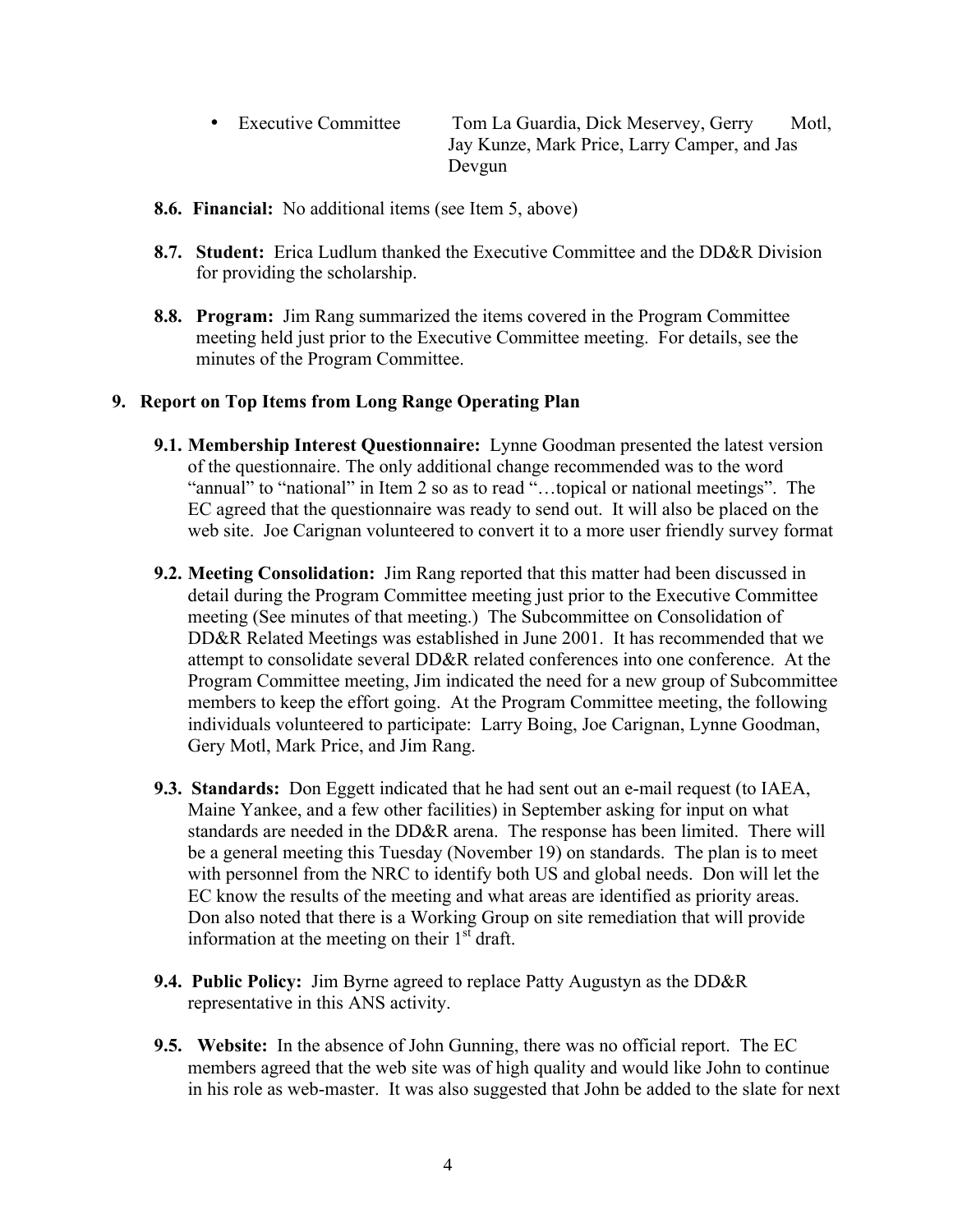- Executive Committee — Tom La Guardia, Dick Meservey, Gerry Motl, Jay Kunze, Mark Price, Larry Camper, and Jas Devgun

**8.6. Financial:** No additional items (see Item 5, above)

**8.7. Student:** Erica Ludlum thanked the Executive Committee and the DD&R Division for providing the scholarship.

**8.8. Program:** Jim Rang summarized the items covered in the Program Committee meeting held just prior to the Executive Committee meeting. For details, see the minutes of the Program Committee.

## 9. Report on Top Items from Long Range Operating Plan

**9.1. Membership Interest Questionnaire:** Lynne Goodman presented the latest version of the questionnaire. The only additional change recommended was to the word "annual" to "national" in Item 2 so as to read "…topical or national meetings". The EC agreed that the questionnaire was ready to send out. It will also be placed on the web site. Joe Carignan volunteered to convert it to a more user friendly survey format

**9.2. Meeting Consolidation:** Jim Rang reported that this matter had been discussed in detail during the Program Committee meeting just prior to the Executive Committee meeting (See minutes of that meeting.) The Subcommittee on Consolidation of DD&R Related Meetings was established in June 2001. It has recommended that we attempt to consolidate several DD&R related conferences into one conference. At the Program Committee meeting, Jim indicated the need for a new group of Subcommittee members to keep the effort going. At the Program Committee meeting, the following individuals volunteered to participate: Larry Boing, Joe Carignan, Lynne Goodman, Gery Motl, Mark Price, and Jim Rang.

**9.3. Standards:** Don Eggett indicated that he had sent out an e-mail request (to IAEA, Maine Yankee, and a few other facilities) in September asking for input on what standards are needed in the DD&R arena. The response has been limited. There will be a general meeting this Tuesday (November 19) on standards. The plan is to meet with personnel from the NRC to identify both US and global needs. Don will let the EC know the results of the meeting and what areas are identified as priority areas. Don also noted that there is a Working Group on site remediation that will provide information at the meeting on their 1st draft.

**9.4. Public Policy:** Jim Byrne agreed to replace Patty Augustyn as the DD&R representative in this ANS activity.

**9.5. Website:** In the absence of John Gunning, there was no official report. The EC members agreed that the web site was of high quality and would like John to continue in his role as web-master. It was also suggested that John be added to the slate for next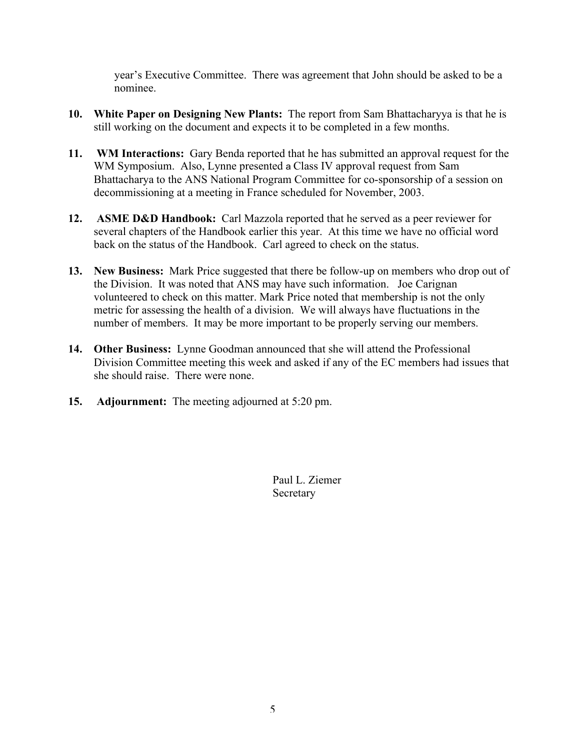year's Executive Committee. There was agreement that John should be asked to be a nominee.

10. **White Paper on Designing New Plants:** The report from Sam Bhattacharyya is that he is still working on the document and expects it to be completed in a few months.

11. **WM Interactions:** Gary Benda reported that he has submitted an approval request for the WM Symposium. Also, Lynne presented a Class IV approval request from Sam Bhattacharya to the ANS National Program Committee for co-sponsorship of a session on decommissioning at a meeting in France scheduled for November, 2003.

12. **ASME D&D Handbook:** Carl Mazzola reported that he served as a peer reviewer for several chapters of the Handbook earlier this year. At this time we have no official word back on the status of the Handbook. Carl agreed to check on the status.

13. **New Business:** Mark Price suggested that there be follow-up on members who drop out of the Division. It was noted that ANS may have such information. Joe Carignan volunteered to check on this matter. Mark Price noted that membership is not the only metric for assessing the health of a division. We will always have fluctuations in the number of members. It may be more important to be properly serving our members.

14. **Other Business:** Lynne Goodman announced that she will attend the Professional Division Committee meeting this week and asked if any of the EC members had issues that she should raise. There were none.

15. **Adjournment:** The meeting adjourned at 5:20 pm.

Paul L. Ziemer
Secretary